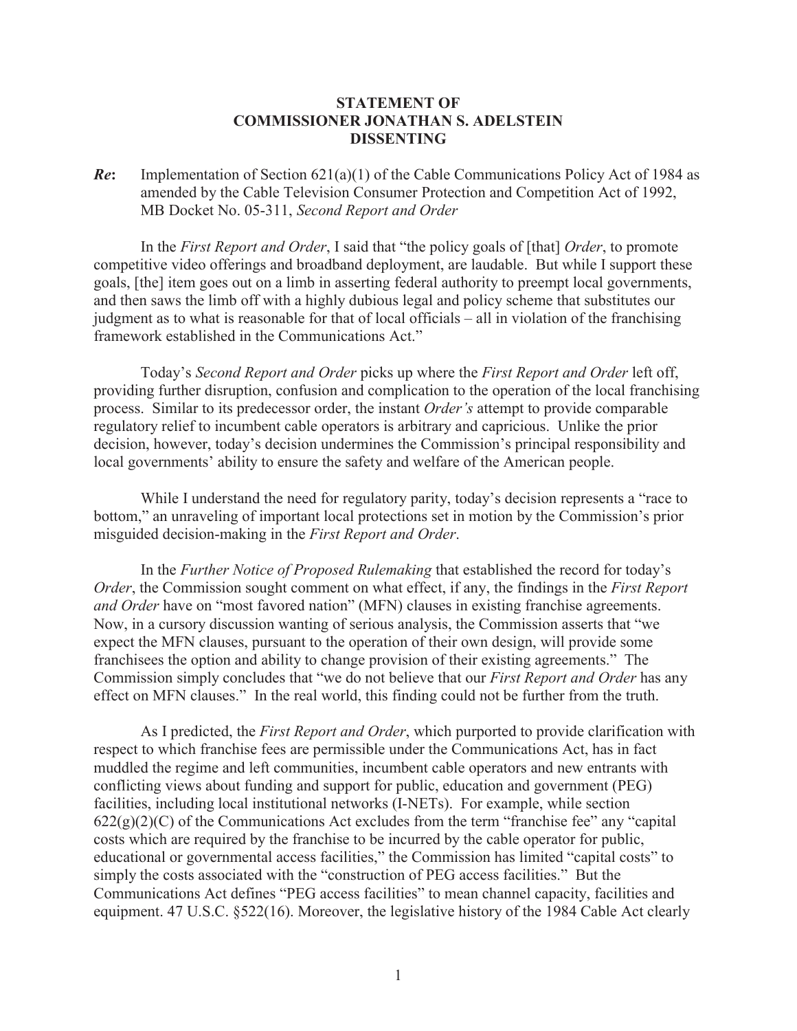**STATEMENT OF**
**COMMISSIONER JONATHAN S. ADELSTEIN**
**DISSENTING**

***Re*:** Implementation of Section 621(a)(1) of the Cable Communications Policy Act of 1984 as amended by the Cable Television Consumer Protection and Competition Act of 1992, MB Docket No. 05-311, *Second Report and Order*

In the *First Report and Order*, I said that "the policy goals of [that] *Order*, to promote competitive video offerings and broadband deployment, are laudable. But while I support these goals, [the] item goes out on a limb in asserting federal authority to preempt local governments, and then saws the limb off with a highly dubious legal and policy scheme that substitutes our judgment as to what is reasonable for that of local officials – all in violation of the franchising framework established in the Communications Act."

Today's *Second Report and Order* picks up where the *First Report and Order* left off, providing further disruption, confusion and complication to the operation of the local franchising process. Similar to its predecessor order, the instant *Order's* attempt to provide comparable regulatory relief to incumbent cable operators is arbitrary and capricious. Unlike the prior decision, however, today's decision undermines the Commission's principal responsibility and local governments' ability to ensure the safety and welfare of the American people.

While I understand the need for regulatory parity, today's decision represents a "race to bottom," an unraveling of important local protections set in motion by the Commission's prior misguided decision-making in the *First Report and Order*.

In the *Further Notice of Proposed Rulemaking* that established the record for today's *Order*, the Commission sought comment on what effect, if any, the findings in the *First Report and Order* have on "most favored nation" (MFN) clauses in existing franchise agreements. Now, in a cursory discussion wanting of serious analysis, the Commission asserts that "we expect the MFN clauses, pursuant to the operation of their own design, will provide some franchisees the option and ability to change provision of their existing agreements." The Commission simply concludes that "we do not believe that our *First Report and Order* has any effect on MFN clauses." In the real world, this finding could not be further from the truth.

As I predicted, the *First Report and Order*, which purported to provide clarification with respect to which franchise fees are permissible under the Communications Act, has in fact muddled the regime and left communities, incumbent cable operators and new entrants with conflicting views about funding and support for public, education and government (PEG) facilities, including local institutional networks (I-NETs). For example, while section 622(g)(2)(C) of the Communications Act excludes from the term "franchise fee" any "capital costs which are required by the franchise to be incurred by the cable operator for public, educational or governmental access facilities," the Commission has limited "capital costs" to simply the costs associated with the "construction of PEG access facilities." But the Communications Act defines "PEG access facilities" to mean channel capacity, facilities and equipment. 47 U.S.C. §522(16). Moreover, the legislative history of the 1984 Cable Act clearly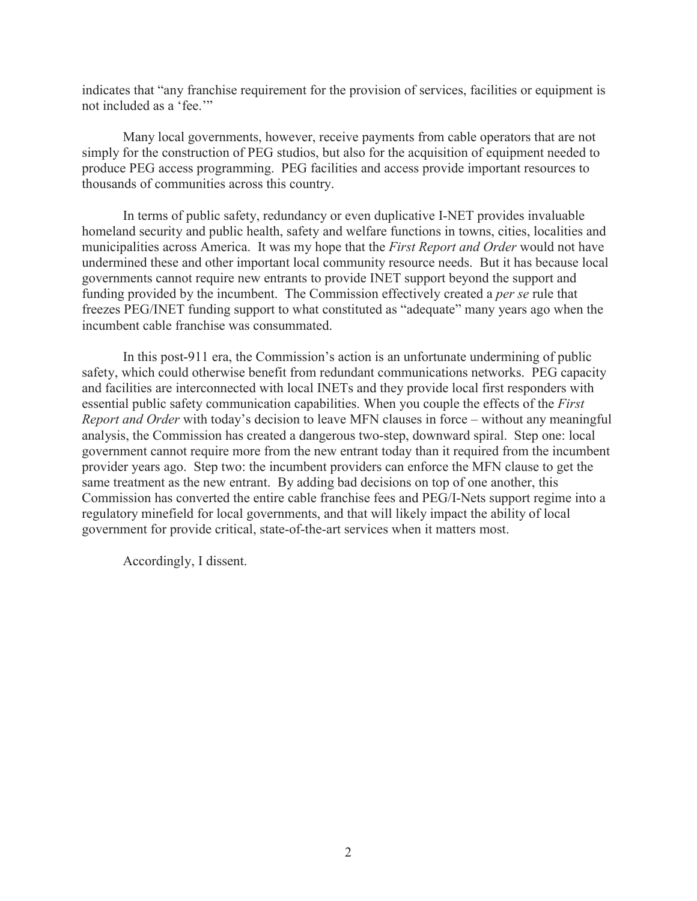indicates that "any franchise requirement for the provision of services, facilities or equipment is not included as a 'fee.'"

Many local governments, however, receive payments from cable operators that are not simply for the construction of PEG studios, but also for the acquisition of equipment needed to produce PEG access programming. PEG facilities and access provide important resources to thousands of communities across this country.

In terms of public safety, redundancy or even duplicative I-NET provides invaluable homeland security and public health, safety and welfare functions in towns, cities, localities and municipalities across America. It was my hope that the *First Report and Order* would not have undermined these and other important local community resource needs. But it has because local governments cannot require new entrants to provide INET support beyond the support and funding provided by the incumbent. The Commission effectively created a *per se* rule that freezes PEG/INET funding support to what constituted as "adequate" many years ago when the incumbent cable franchise was consummated.

In this post-911 era, the Commission's action is an unfortunate undermining of public safety, which could otherwise benefit from redundant communications networks. PEG capacity and facilities are interconnected with local INETs and they provide local first responders with essential public safety communication capabilities. When you couple the effects of the *First Report and Order* with today's decision to leave MFN clauses in force – without any meaningful analysis, the Commission has created a dangerous two-step, downward spiral. Step one: local government cannot require more from the new entrant today than it required from the incumbent provider years ago. Step two: the incumbent providers can enforce the MFN clause to get the same treatment as the new entrant. By adding bad decisions on top of one another, this Commission has converted the entire cable franchise fees and PEG/I-Nets support regime into a regulatory minefield for local governments, and that will likely impact the ability of local government for provide critical, state-of-the-art services when it matters most.

Accordingly, I dissent.